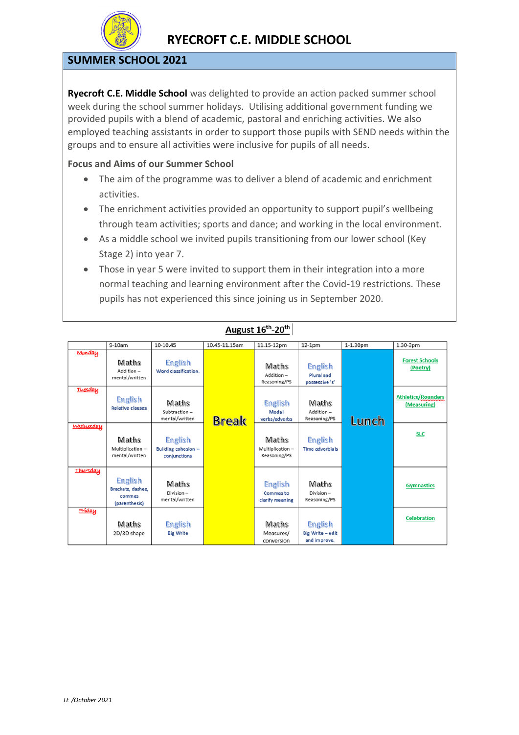# RYECROFT C.E. MIDDLE SCHOOL

## SUMMER SCHOOL 2021

**Ryecroft C.E. Middle School** was delighted to provide an action packed summer school week during the school summer holidays. Utilising additional government funding we provided pupils with a blend of academic, pastoral and enriching activities. We also employed teaching assistants in order to support those pupils with SEND needs within the groups and to ensure all activities were inclusive for pupils of all needs.

### Focus and Aims of our Summer School

- The aim of the programme was to deliver a blend of academic and enrichment activities.
- The enrichment activities provided an opportunity to support pupil's wellbeing through team activities; sports and dance; and working in the local environment.
- As a middle school we invited pupils transitioning from our lower school (Key Stage 2) into year 7.
- Those in year 5 were invited to support them in their integration into a more normal teaching and learning environment after the Covid-19 restrictions. These pupils has not experienced this since joining us in September 2020.

**August 16th-20th**

| | 9-10am | 10-10.45 | 10.45-11.15am | 11.15-12pm | 12-1pm | 1-1.30pm | 1.30-3pm |
|---|---|---|---|---|---|---|---|
| Monday | Maths Addition – mental/written | English Word classification. | Break | Maths Addition – Reasoning/PS | English Plural and possessive 's' | Lunch | Forest Schools (Poetry) |
| Tuesday | English Relative clauses | Maths Subtraction – mental/written | Break | English Modal verbs/adverbs | Maths Addition – Reasoning/PS | Lunch | Athletics/Rounders (Measuring) |
| Wednesday | Maths Multiplication – mental/written | English Building cohesion – conjunctions | Break | Maths Multiplication – Reasoning/PS | English Time adverbials | Lunch | SLC |
| Thursday | English Brackets, dashes, commas (parenthesis) | Maths Division – mental/written | Break | English Commas to clarify meaning | Maths Division – Reasoning/PS | Lunch | Gymnastics |
| Friday | Maths 2D/3D shape | English Big Write | Break | Maths Measures/ conversion | English Big Write – edit and improve. | Lunch | Celebration |

*TE /October 2021*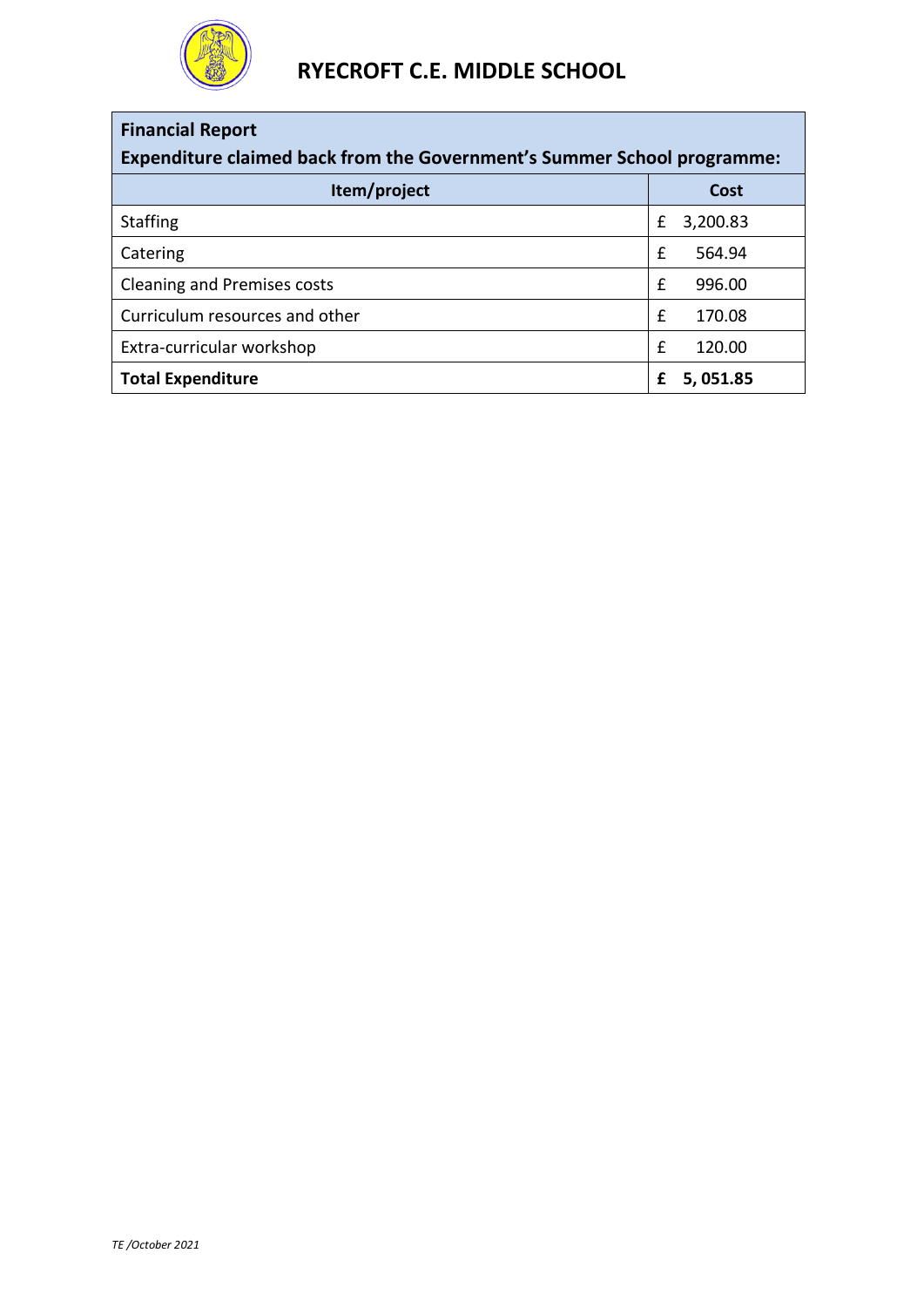# RYECROFT C.E. MIDDLE SCHOOL

| **Financial Report**<br>**Expenditure claimed back from the Government's Summer School programme:** | |
|---|---|
| **Item/project** | **Cost** |
| Staffing | £ 3,200.83 |
| Catering | £ 564.94 |
| Cleaning and Premises costs | £ 996.00 |
| Curriculum resources and other | £ 170.08 |
| Extra-curricular workshop | £ 120.00 |
| **Total Expenditure** | **£ 5, 051.85** |

*TE /October 2021*